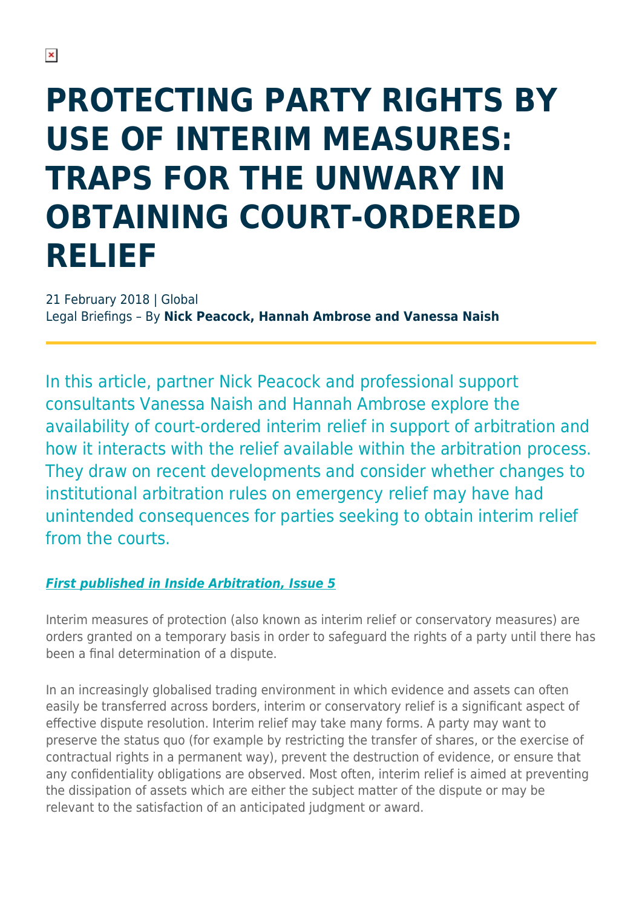# PROTECTING PARTY RIGHTS BY USE OF INTERIM MEASURES: TRAPS FOR THE UNWARY IN OBTAINING COURT-ORDERED RELIEF

21 February 2018 | Global
Legal Briefings – By **Nick Peacock, Hannah Ambrose and Vanessa Naish**

In this article, partner Nick Peacock and professional support consultants Vanessa Naish and Hannah Ambrose explore the availability of court-ordered interim relief in support of arbitration and how it interacts with the relief available within the arbitration process. They draw on recent developments and consider whether changes to institutional arbitration rules on emergency relief may have had unintended consequences for parties seeking to obtain interim relief from the courts.

***First published in Inside Arbitration, Issue 5***

Interim measures of protection (also known as interim relief or conservatory measures) are orders granted on a temporary basis in order to safeguard the rights of a party until there has been a final determination of a dispute.

In an increasingly globalised trading environment in which evidence and assets can often easily be transferred across borders, interim or conservatory relief is a significant aspect of effective dispute resolution. Interim relief may take many forms. A party may want to preserve the status quo (for example by restricting the transfer of shares, or the exercise of contractual rights in a permanent way), prevent the destruction of evidence, or ensure that any confidentiality obligations are observed. Most often, interim relief is aimed at preventing the dissipation of assets which are either the subject matter of the dispute or may be relevant to the satisfaction of an anticipated judgment or award.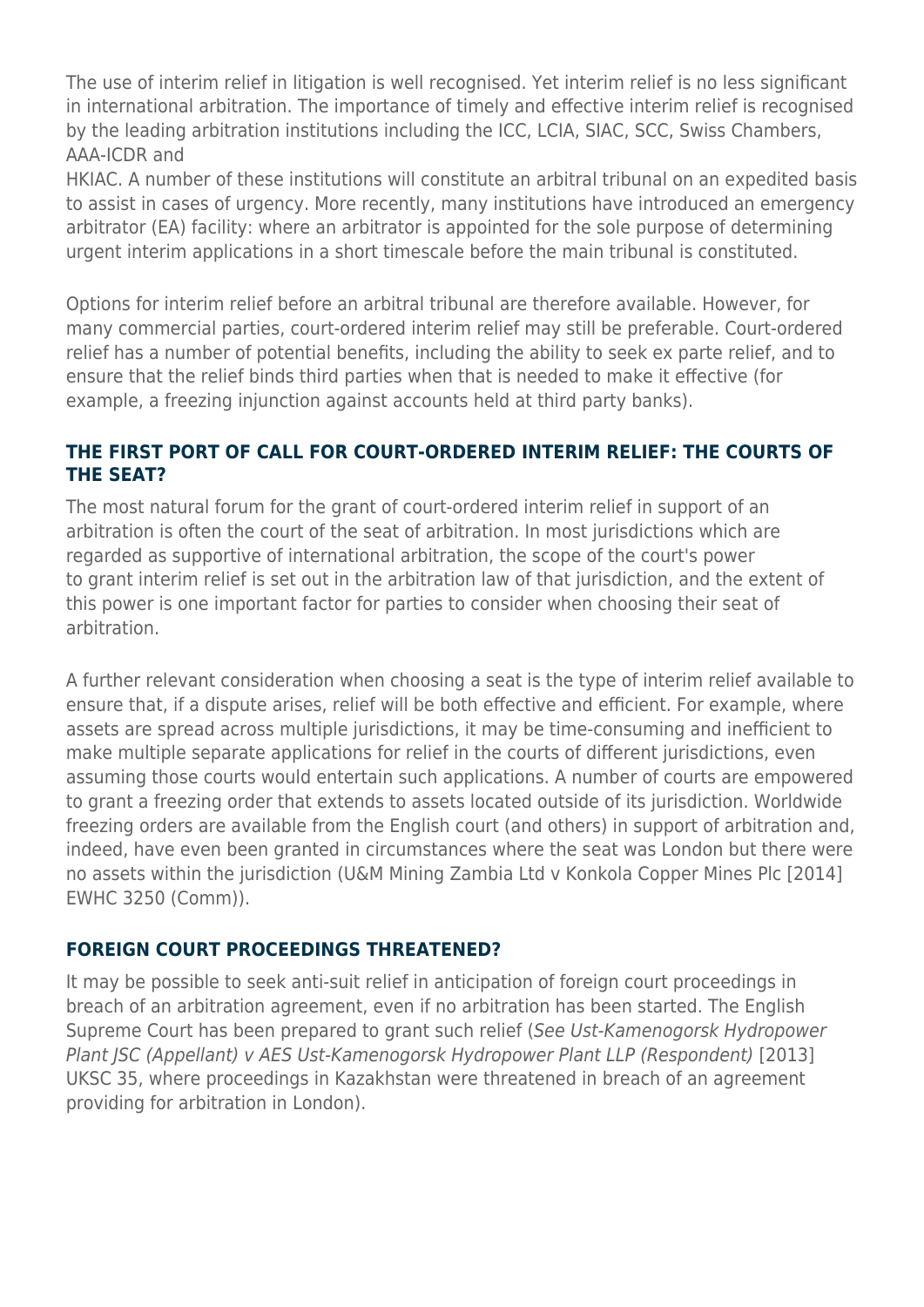The use of interim relief in litigation is well recognised. Yet interim relief is no less significant in international arbitration. The importance of timely and effective interim relief is recognised by the leading arbitration institutions including the ICC, LCIA, SIAC, SCC, Swiss Chambers, AAA-ICDR and HKIAC. A number of these institutions will constitute an arbitral tribunal on an expedited basis to assist in cases of urgency. More recently, many institutions have introduced an emergency arbitrator (EA) facility: where an arbitrator is appointed for the sole purpose of determining urgent interim applications in a short timescale before the main tribunal is constituted.

Options for interim relief before an arbitral tribunal are therefore available. However, for many commercial parties, court-ordered interim relief may still be preferable. Court-ordered relief has a number of potential benefits, including the ability to seek ex parte relief, and to ensure that the relief binds third parties when that is needed to make it effective (for example, a freezing injunction against accounts held at third party banks).

## THE FIRST PORT OF CALL FOR COURT-ORDERED INTERIM RELIEF: THE COURTS OF THE SEAT?

The most natural forum for the grant of court-ordered interim relief in support of an arbitration is often the court of the seat of arbitration. In most jurisdictions which are regarded as supportive of international arbitration, the scope of the court's power to grant interim relief is set out in the arbitration law of that jurisdiction, and the extent of this power is one important factor for parties to consider when choosing their seat of arbitration.

A further relevant consideration when choosing a seat is the type of interim relief available to ensure that, if a dispute arises, relief will be both effective and efficient. For example, where assets are spread across multiple jurisdictions, it may be time-consuming and inefficient to make multiple separate applications for relief in the courts of different jurisdictions, even assuming those courts would entertain such applications. A number of courts are empowered to grant a freezing order that extends to assets located outside of its jurisdiction. Worldwide freezing orders are available from the English court (and others) in support of arbitration and, indeed, have even been granted in circumstances where the seat was London but there were no assets within the jurisdiction (U&M Mining Zambia Ltd v Konkola Copper Mines Plc [2014] EWHC 3250 (Comm)).

## FOREIGN COURT PROCEEDINGS THREATENED?

It may be possible to seek anti-suit relief in anticipation of foreign court proceedings in breach of an arbitration agreement, even if no arbitration has been started. The English Supreme Court has been prepared to grant such relief (*See Ust-Kamenogorsk Hydropower Plant JSC (Appellant) v AES Ust-Kamenogorsk Hydropower Plant LLP (Respondent)* [2013] UKSC 35, where proceedings in Kazakhstan were threatened in breach of an agreement providing for arbitration in London).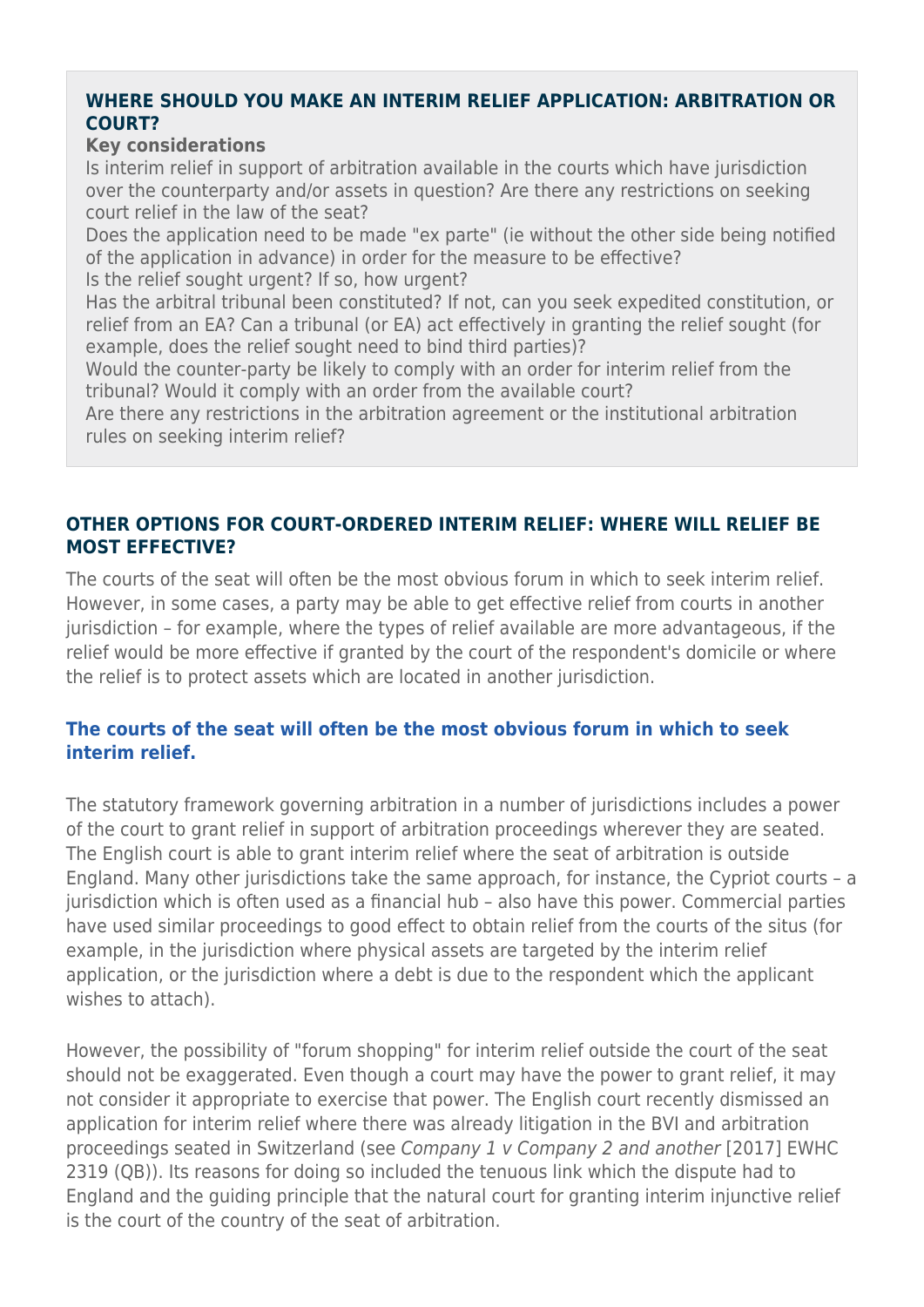### WHERE SHOULD YOU MAKE AN INTERIM RELIEF APPLICATION: ARBITRATION OR COURT?

**Key considerations**

Is interim relief in support of arbitration available in the courts which have jurisdiction over the counterparty and/or assets in question? Are there any restrictions on seeking court relief in the law of the seat?

Does the application need to be made "ex parte" (ie without the other side being notified of the application in advance) in order for the measure to be effective?

Is the relief sought urgent? If so, how urgent?

Has the arbitral tribunal been constituted? If not, can you seek expedited constitution, or relief from an EA? Can a tribunal (or EA) act effectively in granting the relief sought (for example, does the relief sought need to bind third parties)?

Would the counter-party be likely to comply with an order for interim relief from the tribunal? Would it comply with an order from the available court?

Are there any restrictions in the arbitration agreement or the institutional arbitration rules on seeking interim relief?

### OTHER OPTIONS FOR COURT-ORDERED INTERIM RELIEF: WHERE WILL RELIEF BE MOST EFFECTIVE?

The courts of the seat will often be the most obvious forum in which to seek interim relief. However, in some cases, a party may be able to get effective relief from courts in another jurisdiction – for example, where the types of relief available are more advantageous, if the relief would be more effective if granted by the court of the respondent's domicile or where the relief is to protect assets which are located in another jurisdiction.

**The courts of the seat will often be the most obvious forum in which to seek interim relief.**

The statutory framework governing arbitration in a number of jurisdictions includes a power of the court to grant relief in support of arbitration proceedings wherever they are seated. The English court is able to grant interim relief where the seat of arbitration is outside England. Many other jurisdictions take the same approach, for instance, the Cypriot courts – a jurisdiction which is often used as a financial hub – also have this power. Commercial parties have used similar proceedings to good effect to obtain relief from the courts of the situs (for example, in the jurisdiction where physical assets are targeted by the interim relief application, or the jurisdiction where a debt is due to the respondent which the applicant wishes to attach).

However, the possibility of "forum shopping" for interim relief outside the court of the seat should not be exaggerated. Even though a court may have the power to grant relief, it may not consider it appropriate to exercise that power. The English court recently dismissed an application for interim relief where there was already litigation in the BVI and arbitration proceedings seated in Switzerland (see *Company 1 v Company 2 and another* [2017] EWHC 2319 (QB)). Its reasons for doing so included the tenuous link which the dispute had to England and the guiding principle that the natural court for granting interim injunctive relief is the court of the country of the seat of arbitration.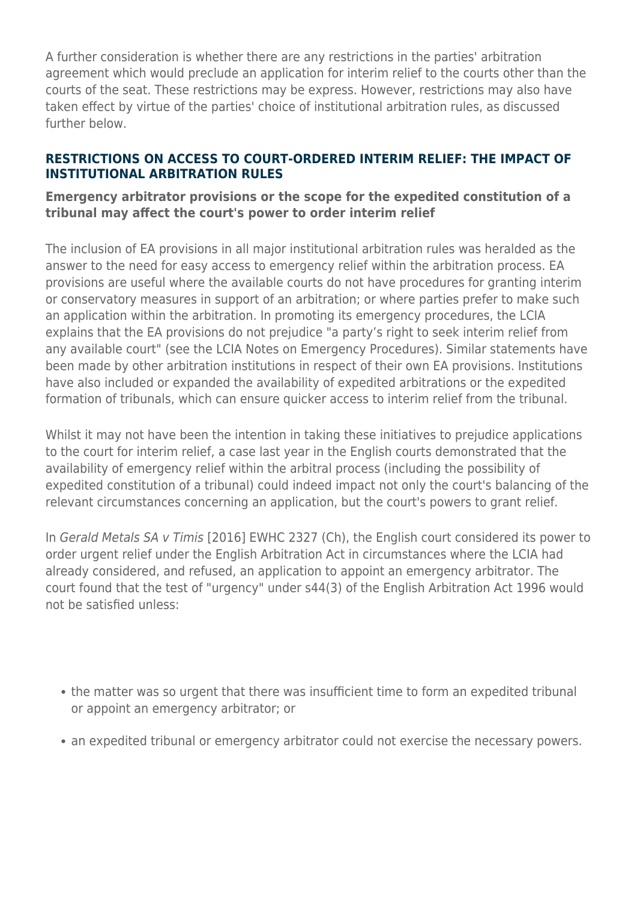A further consideration is whether there are any restrictions in the parties' arbitration agreement which would preclude an application for interim relief to the courts other than the courts of the seat. These restrictions may be express. However, restrictions may also have taken effect by virtue of the parties' choice of institutional arbitration rules, as discussed further below.

## RESTRICTIONS ON ACCESS TO COURT-ORDERED INTERIM RELIEF: THE IMPACT OF INSTITUTIONAL ARBITRATION RULES

### Emergency arbitrator provisions or the scope for the expedited constitution of a tribunal may affect the court's power to order interim relief

The inclusion of EA provisions in all major institutional arbitration rules was heralded as the answer to the need for easy access to emergency relief within the arbitration process. EA provisions are useful where the available courts do not have procedures for granting interim or conservatory measures in support of an arbitration; or where parties prefer to make such an application within the arbitration. In promoting its emergency procedures, the LCIA explains that the EA provisions do not prejudice "a party's right to seek interim relief from any available court" (see the LCIA Notes on Emergency Procedures). Similar statements have been made by other arbitration institutions in respect of their own EA provisions. Institutions have also included or expanded the availability of expedited arbitrations or the expedited formation of tribunals, which can ensure quicker access to interim relief from the tribunal.

Whilst it may not have been the intention in taking these initiatives to prejudice applications to the court for interim relief, a case last year in the English courts demonstrated that the availability of emergency relief within the arbitral process (including the possibility of expedited constitution of a tribunal) could indeed impact not only the court's balancing of the relevant circumstances concerning an application, but the court's powers to grant relief.

In *Gerald Metals SA v Timis* [2016] EWHC 2327 (Ch), the English court considered its power to order urgent relief under the English Arbitration Act in circumstances where the LCIA had already considered, and refused, an application to appoint an emergency arbitrator. The court found that the test of "urgency" under s44(3) of the English Arbitration Act 1996 would not be satisfied unless:

- the matter was so urgent that there was insufficient time to form an expedited tribunal or appoint an emergency arbitrator; or
- an expedited tribunal or emergency arbitrator could not exercise the necessary powers.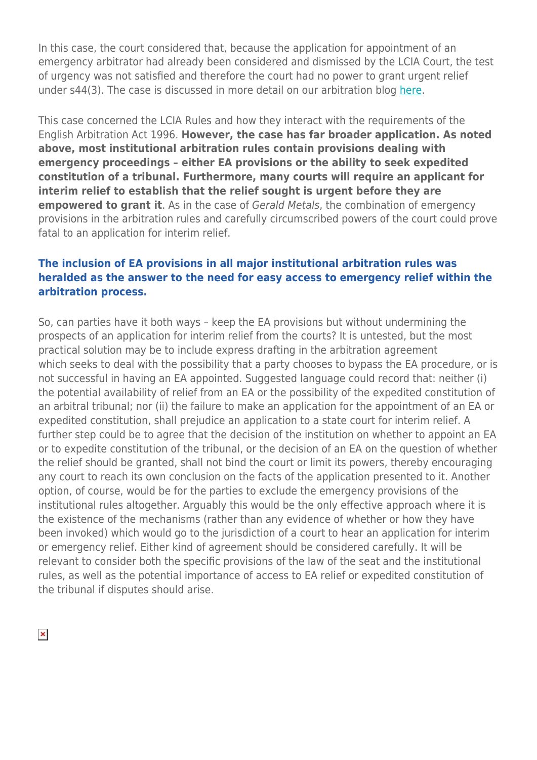In this case, the court considered that, because the application for appointment of an emergency arbitrator had already been considered and dismissed by the LCIA Court, the test of urgency was not satisfied and therefore the court had no power to grant urgent relief under s44(3). The case is discussed in more detail on our arbitration blog here.

This case concerned the LCIA Rules and how they interact with the requirements of the English Arbitration Act 1996. **However, the case has far broader application. As noted above, most institutional arbitration rules contain provisions dealing with emergency proceedings – either EA provisions or the ability to seek expedited constitution of a tribunal. Furthermore, many courts will require an applicant for interim relief to establish that the relief sought is urgent before they are empowered to grant it**. As in the case of *Gerald Metals*, the combination of emergency provisions in the arbitration rules and carefully circumscribed powers of the court could prove fatal to an application for interim relief.

**The inclusion of EA provisions in all major institutional arbitration rules was heralded as the answer to the need for easy access to emergency relief within the arbitration process.**

So, can parties have it both ways – keep the EA provisions but without undermining the prospects of an application for interim relief from the courts? It is untested, but the most practical solution may be to include express drafting in the arbitration agreement which seeks to deal with the possibility that a party chooses to bypass the EA procedure, or is not successful in having an EA appointed. Suggested language could record that: neither (i) the potential availability of relief from an EA or the possibility of the expedited constitution of an arbitral tribunal; nor (ii) the failure to make an application for the appointment of an EA or expedited constitution, shall prejudice an application to a state court for interim relief. A further step could be to agree that the decision of the institution on whether to appoint an EA or to expedite constitution of the tribunal, or the decision of an EA on the question of whether the relief should be granted, shall not bind the court or limit its powers, thereby encouraging any court to reach its own conclusion on the facts of the application presented to it. Another option, of course, would be for the parties to exclude the emergency provisions of the institutional rules altogether. Arguably this would be the only effective approach where it is the existence of the mechanisms (rather than any evidence of whether or how they have been invoked) which would go to the jurisdiction of a court to hear an application for interim or emergency relief. Either kind of agreement should be considered carefully. It will be relevant to consider both the specific provisions of the law of the seat and the institutional rules, as well as the potential importance of access to EA relief or expedited constitution of the tribunal if disputes should arise.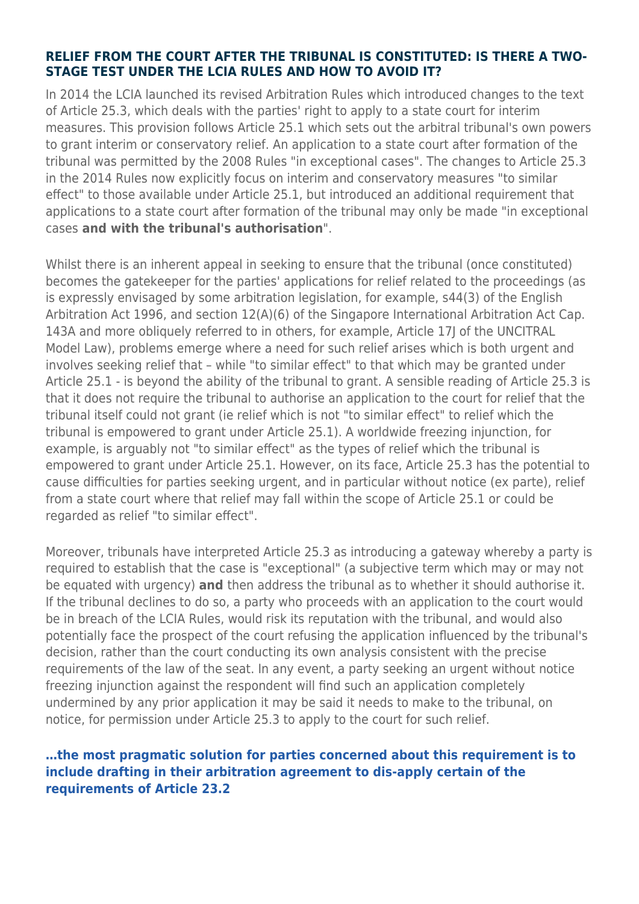## RELIEF FROM THE COURT AFTER THE TRIBUNAL IS CONSTITUTED: IS THERE A TWO-STAGE TEST UNDER THE LCIA RULES AND HOW TO AVOID IT?

In 2014 the LCIA launched its revised Arbitration Rules which introduced changes to the text of Article 25.3, which deals with the parties' right to apply to a state court for interim measures. This provision follows Article 25.1 which sets out the arbitral tribunal's own powers to grant interim or conservatory relief. An application to a state court after formation of the tribunal was permitted by the 2008 Rules "in exceptional cases". The changes to Article 25.3 in the 2014 Rules now explicitly focus on interim and conservatory measures "to similar effect" to those available under Article 25.1, but introduced an additional requirement that applications to a state court after formation of the tribunal may only be made "in exceptional cases **and with the tribunal's authorisation**".

Whilst there is an inherent appeal in seeking to ensure that the tribunal (once constituted) becomes the gatekeeper for the parties' applications for relief related to the proceedings (as is expressly envisaged by some arbitration legislation, for example, s44(3) of the English Arbitration Act 1996, and section 12(A)(6) of the Singapore International Arbitration Act Cap. 143A and more obliquely referred to in others, for example, Article 17J of the UNCITRAL Model Law), problems emerge where a need for such relief arises which is both urgent and involves seeking relief that – while "to similar effect" to that which may be granted under Article 25.1 - is beyond the ability of the tribunal to grant. A sensible reading of Article 25.3 is that it does not require the tribunal to authorise an application to the court for relief that the tribunal itself could not grant (ie relief which is not "to similar effect" to relief which the tribunal is empowered to grant under Article 25.1). A worldwide freezing injunction, for example, is arguably not "to similar effect" as the types of relief which the tribunal is empowered to grant under Article 25.1. However, on its face, Article 25.3 has the potential to cause difficulties for parties seeking urgent, and in particular without notice (ex parte), relief from a state court where that relief may fall within the scope of Article 25.1 or could be regarded as relief "to similar effect".

Moreover, tribunals have interpreted Article 25.3 as introducing a gateway whereby a party is required to establish that the case is "exceptional" (a subjective term which may or may not be equated with urgency) **and** then address the tribunal as to whether it should authorise it. If the tribunal declines to do so, a party who proceeds with an application to the court would be in breach of the LCIA Rules, would risk its reputation with the tribunal, and would also potentially face the prospect of the court refusing the application influenced by the tribunal's decision, rather than the court conducting its own analysis consistent with the precise requirements of the law of the seat. In any event, a party seeking an urgent without notice freezing injunction against the respondent will find such an application completely undermined by any prior application it may be said it needs to make to the tribunal, on notice, for permission under Article 25.3 to apply to the court for such relief.

**...the most pragmatic solution for parties concerned about this requirement is to include drafting in their arbitration agreement to dis-apply certain of the requirements of Article 23.2**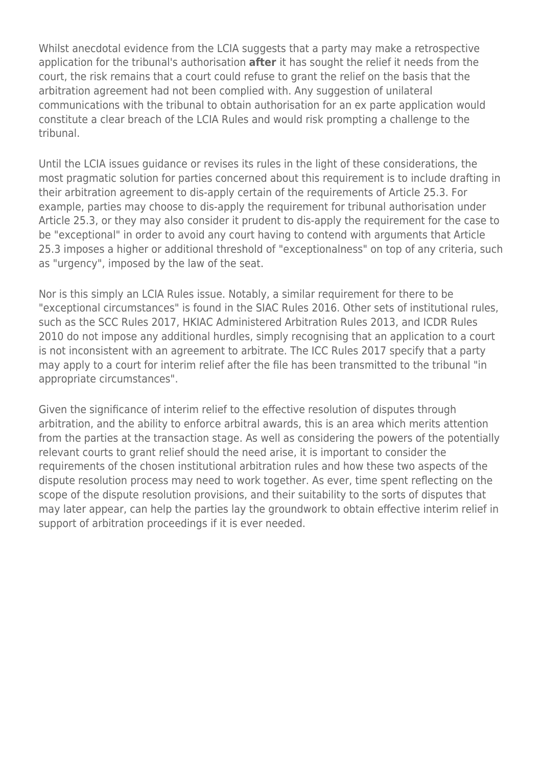Whilst anecdotal evidence from the LCIA suggests that a party may make a retrospective application for the tribunal's authorisation **after** it has sought the relief it needs from the court, the risk remains that a court could refuse to grant the relief on the basis that the arbitration agreement had not been complied with. Any suggestion of unilateral communications with the tribunal to obtain authorisation for an ex parte application would constitute a clear breach of the LCIA Rules and would risk prompting a challenge to the tribunal.

Until the LCIA issues guidance or revises its rules in the light of these considerations, the most pragmatic solution for parties concerned about this requirement is to include drafting in their arbitration agreement to dis-apply certain of the requirements of Article 25.3. For example, parties may choose to dis-apply the requirement for tribunal authorisation under Article 25.3, or they may also consider it prudent to dis-apply the requirement for the case to be "exceptional" in order to avoid any court having to contend with arguments that Article 25.3 imposes a higher or additional threshold of "exceptionalness" on top of any criteria, such as "urgency", imposed by the law of the seat.

Nor is this simply an LCIA Rules issue. Notably, a similar requirement for there to be "exceptional circumstances" is found in the SIAC Rules 2016. Other sets of institutional rules, such as the SCC Rules 2017, HKIAC Administered Arbitration Rules 2013, and ICDR Rules 2010 do not impose any additional hurdles, simply recognising that an application to a court is not inconsistent with an agreement to arbitrate. The ICC Rules 2017 specify that a party may apply to a court for interim relief after the file has been transmitted to the tribunal "in appropriate circumstances".

Given the significance of interim relief to the effective resolution of disputes through arbitration, and the ability to enforce arbitral awards, this is an area which merits attention from the parties at the transaction stage. As well as considering the powers of the potentially relevant courts to grant relief should the need arise, it is important to consider the requirements of the chosen institutional arbitration rules and how these two aspects of the dispute resolution process may need to work together. As ever, time spent reflecting on the scope of the dispute resolution provisions, and their suitability to the sorts of disputes that may later appear, can help the parties lay the groundwork to obtain effective interim relief in support of arbitration proceedings if it is ever needed.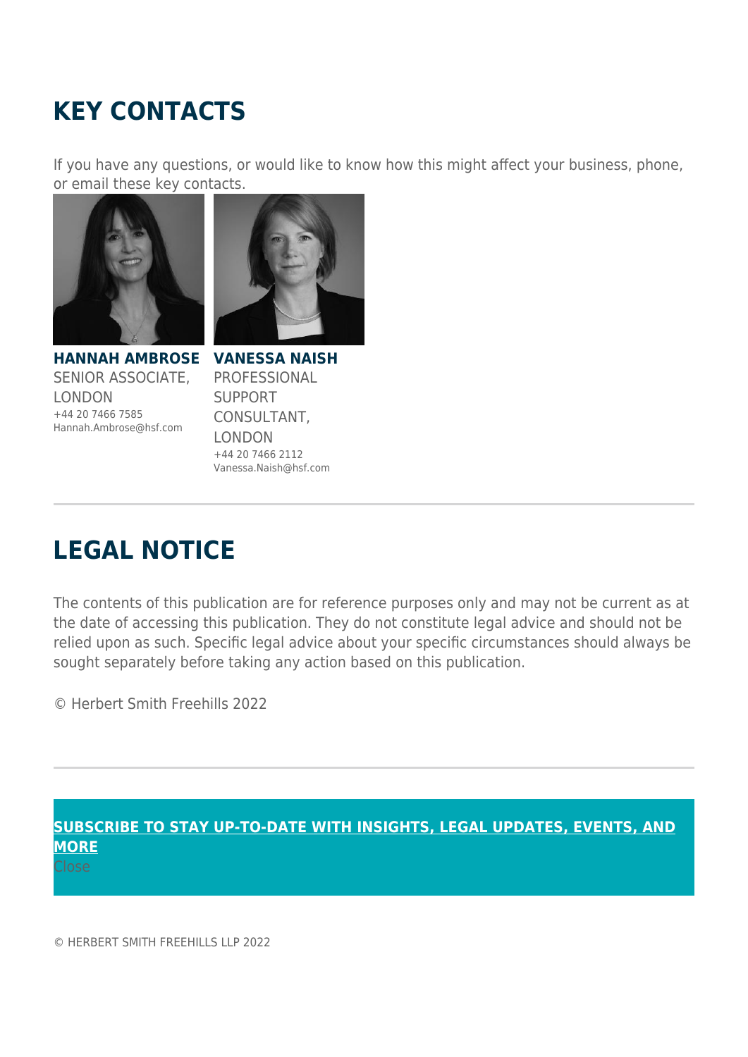## KEY CONTACTS

If you have any questions, or would like to know how this might affect your business, phone, or email these key contacts.

**HANNAH AMBROSE**
SENIOR ASSOCIATE, LONDON
+44 20 7466 7585
Hannah.Ambrose@hsf.com

**VANESSA NAISH**
PROFESSIONAL SUPPORT CONSULTANT, LONDON
+44 20 7466 2112
Vanessa.Naish@hsf.com

## LEGAL NOTICE

The contents of this publication are for reference purposes only and may not be current as at the date of accessing this publication. They do not constitute legal advice and should not be relied upon as such. Specific legal advice about your specific circumstances should always be sought separately before taking any action based on this publication.

© Herbert Smith Freehills 2022

**SUBSCRIBE TO STAY UP-TO-DATE WITH INSIGHTS, LEGAL UPDATES, EVENTS, AND MORE**
Close

© HERBERT SMITH FREEHILLS LLP 2022